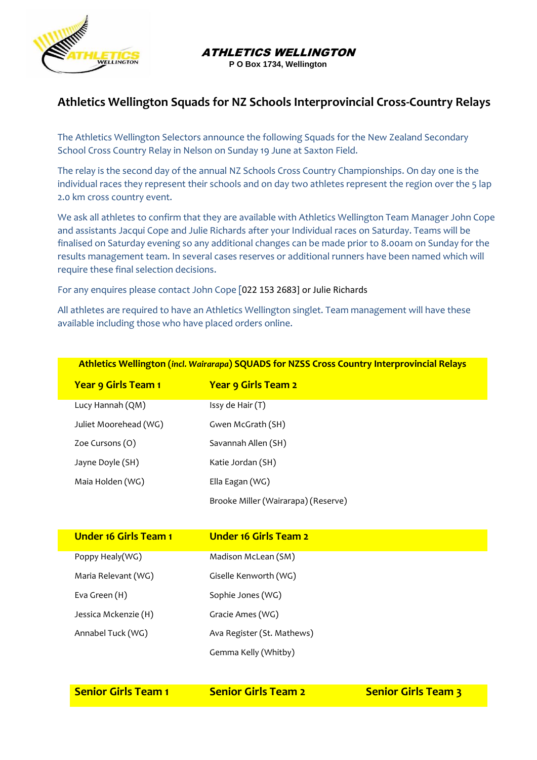**ATHLETICS WELLINGTON**
**P O Box 1734, Wellington**

# Athletics Wellington Squads for NZ Schools Interprovincial Cross-Country Relays

The Athletics Wellington Selectors announce the following Squads for the New Zealand Secondary School Cross Country Relay in Nelson on Sunday 19 June at Saxton Field.

The relay is the second day of the annual NZ Schools Cross Country Championships. On day one is the individual races they represent their schools and on day two athletes represent the region over the 5 lap 2.0 km cross country event.

We ask all athletes to confirm that they are available with Athletics Wellington Team Manager John Cope and assistants Jacqui Cope and Julie Richards after your Individual races on Saturday. Teams will be finalised on Saturday evening so any additional changes can be made prior to 8.00am on Sunday for the results management team. In several cases reserves or additional runners have been named which will require these final selection decisions.

For any enquires please contact John Cope [022 153 2683] or Julie Richards

All athletes are required to have an Athletics Wellington singlet. Team management will have these available including those who have placed orders online.

**Athletics Wellington (*incl. Wairarapa*) SQUADS for NZSS Cross Country Interprovincial Relays**

| Year 9 Girls Team 1 | Year 9 Girls Team 2 |
|---|---|
| Lucy Hannah (QM) | Issy de Hair (T) |
| Juliet Moorehead (WG) | Gwen McGrath (SH) |
| Zoe Cursons (O) | Savannah Allen (SH) |
| Jayne Doyle (SH) | Katie Jordan (SH) |
| Maia Holden (WG) | Ella Eagan (WG) |
| | Brooke Miller (Wairarapa) (Reserve) |

| Under 16 Girls Team 1 | Under 16 Girls Team 2 |
|---|---|
| Poppy Healy(WG) | Madison McLean (SM) |
| Maria Relevant (WG) | Giselle Kenworth (WG) |
| Eva Green (H) | Sophie Jones (WG) |
| Jessica Mckenzie (H) | Gracie Ames (WG) |
| Annabel Tuck (WG) | Ava Register (St. Mathews) |
| | Gemma Kelly (Whitby) |

| Senior Girls Team 1 | Senior Girls Team 2 | Senior Girls Team 3 |
|---|---|---|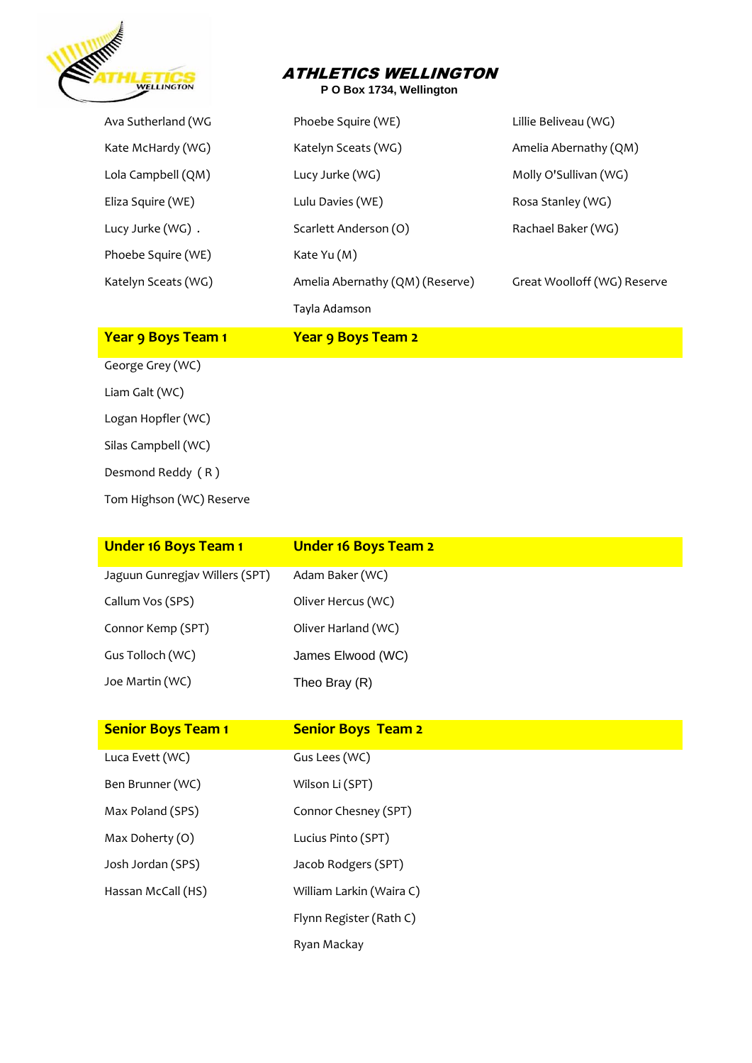# ATHLETICS WELLINGTON

P O Box 1734, Wellington

| | | |
|---|---|---|
| Ava Sutherland (WG | Phoebe Squire (WE) | Lillie Beliveau (WG) |
| Kate McHardy (WG) | Katelyn Sceats (WG) | Amelia Abernathy (QM) |
| Lola Campbell (QM) | Lucy Jurke (WG) | Molly O'Sullivan (WG) |
| Eliza Squire (WE) | Lulu Davies (WE) | Rosa Stanley (WG) |
| Lucy Jurke (WG) . | Scarlett Anderson (O) | Rachael Baker (WG) |
| Phoebe Squire (WE) | Kate Yu (M) | |
| Katelyn Sceats (WG) | Amelia Abernathy (QM) (Reserve) | Great Woolloff (WG) Reserve |
| | Tayla Adamson | |

| Year 9 Boys Team 1 | Year 9 Boys Team 2 |
|---|---|
| George Grey (WC) | |
| Liam Galt (WC) | |
| Logan Hopfler (WC) | |
| Silas Campbell (WC) | |
| Desmond Reddy ( R ) | |
| Tom Highson (WC) Reserve | |

| Under 16 Boys Team 1 | Under 16 Boys Team 2 |
|---|---|
| Jaguun Gunregjav Willers (SPT) | Adam Baker (WC) |
| Callum Vos (SPS) | Oliver Hercus (WC) |
| Connor Kemp (SPT) | Oliver Harland (WC) |
| Gus Tolloch (WC) | James Elwood (WC) |
| Joe Martin (WC) | Theo Bray (R) |

| Senior Boys Team 1 | Senior Boys Team 2 |
|---|---|
| Luca Evett (WC) | Gus Lees (WC) |
| Ben Brunner (WC) | Wilson Li (SPT) |
| Max Poland (SPS) | Connor Chesney (SPT) |
| Max Doherty (O) | Lucius Pinto (SPT) |
| Josh Jordan (SPS) | Jacob Rodgers (SPT) |
| Hassan McCall (HS) | William Larkin (Waira C) |
| | Flynn Register (Rath C) |
| | Ryan Mackay |